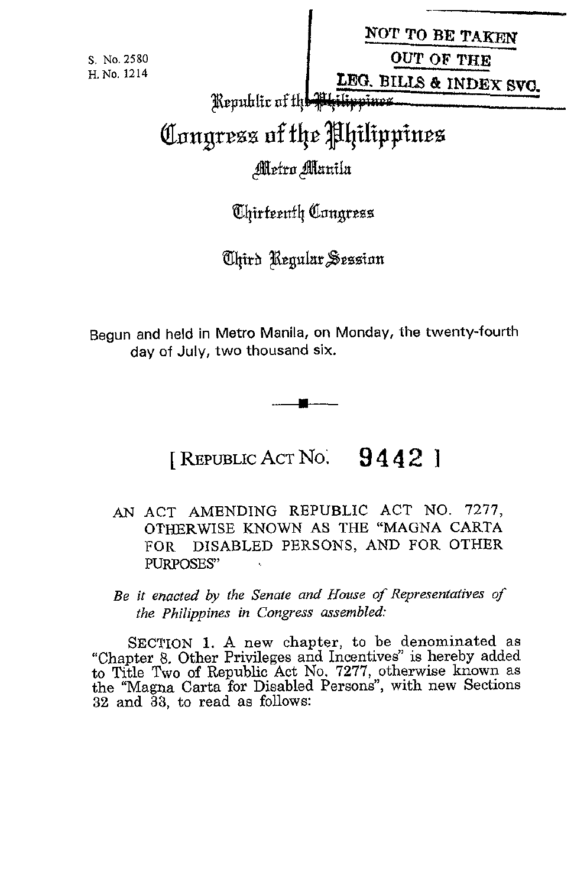S. No. 2580
H. No. 1214

NOT TO BE TAKEN
OUT OF THE
LEG. BILLS & INDEX SVC.

Republic of the Philippines

# Congress of the Philippines

Metro Manila

Thirteenth Congress

Third Regular Session

Begun and held in Metro Manila, on Monday, the twenty-fourth day of July, two thousand six.

## [ REPUBLIC ACT NO. 9442 ]

AN ACT AMENDING REPUBLIC ACT NO. 7277, OTHERWISE KNOWN AS THE "MAGNA CARTA FOR DISABLED PERSONS, AND FOR OTHER PURPOSES"

*Be it enacted by the Senate and House of Representatives of the Philippines in Congress assembled:*

SECTION 1. A new chapter, to be denominated as "Chapter 8. Other Privileges and Incentives" is hereby added to Title Two of Republic Act No. 7277, otherwise known as the "Magna Carta for Disabled Persons", with new Sections 32 and 33, to read as follows: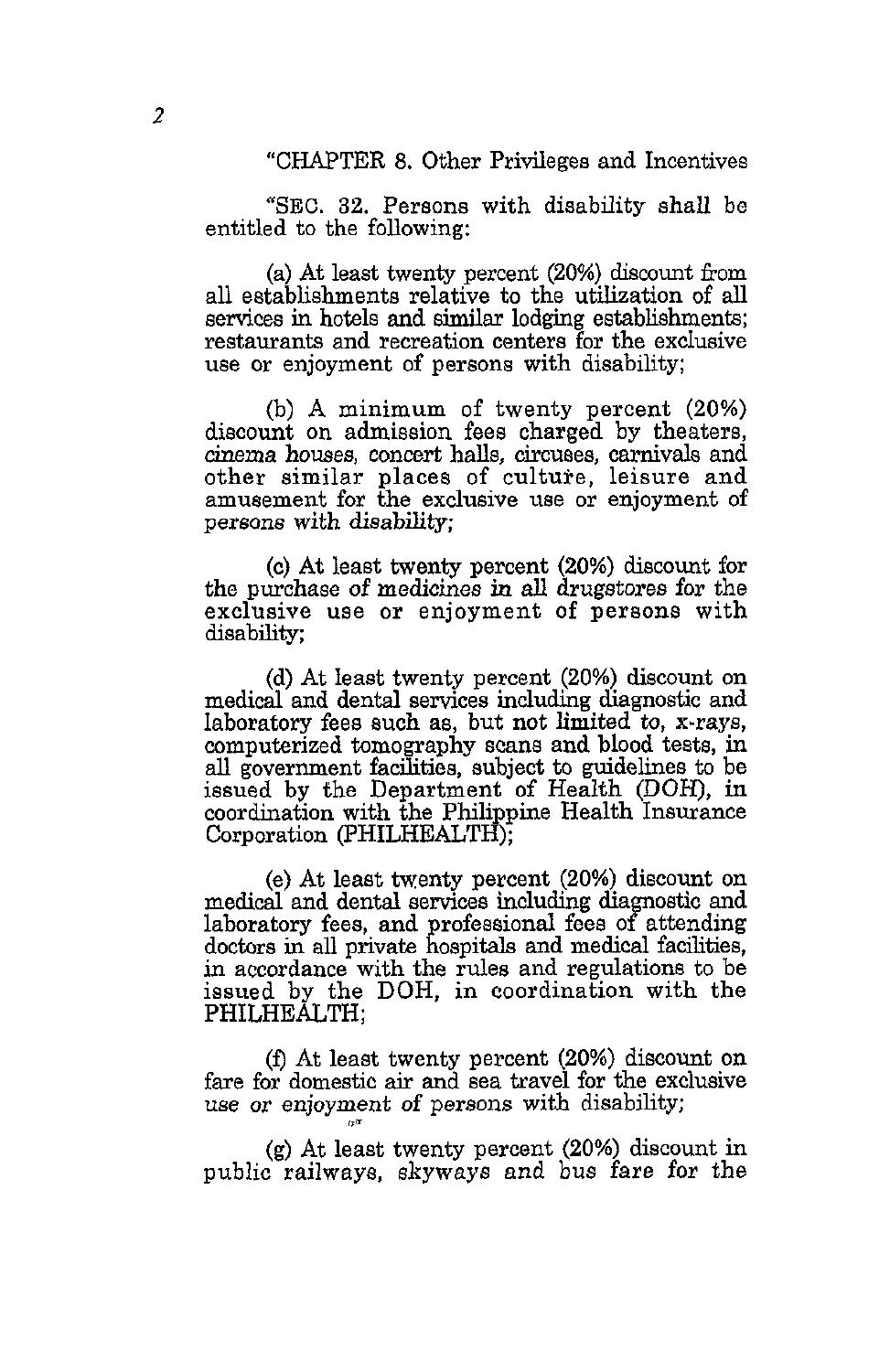"CHAPTER 8. Other Privileges and Incentives

"SEC. 32. Persons with disability shall be entitled to the following:

(a) At least twenty percent (20%) discount from all establishments relative to the utilization of all services in hotels and similar lodging establishments; restaurants and recreation centers for the exclusive use or enjoyment of persons with disability;

(b) A minimum of twenty percent (20%) discount on admission fees charged by theaters, cinema houses, concert halls, circuses, carnivals and other similar places of culture, leisure and amusement for the exclusive use or enjoyment of persons with disability;

(c) At least twenty percent (20%) discount for the purchase of medicines in all drugstores for the exclusive use or enjoyment of persons with disability;

(d) At least twenty percent (20%) discount on medical and dental services including diagnostic and laboratory fees such as, but not limited to, x-rays, computerized tomography scans and blood tests, in all government facilities, subject to guidelines to be issued by the Department of Health (DOH), in coordination with the Philippine Health Insurance Corporation (PHILHEALTH);

(e) At least twenty percent (20%) discount on medical and dental services including diagnostic and laboratory fees, and professional fees of attending doctors in all private hospitals and medical facilities, in accordance with the rules and regulations to be issued by the DOH, in coordination with the PHILHEALTH;

(f) At least twenty percent (20%) discount on fare for domestic air and sea travel for the exclusive use or enjoyment of persons with disability;

(g) At least twenty percent (20%) discount in public railways, skyways and bus fare for the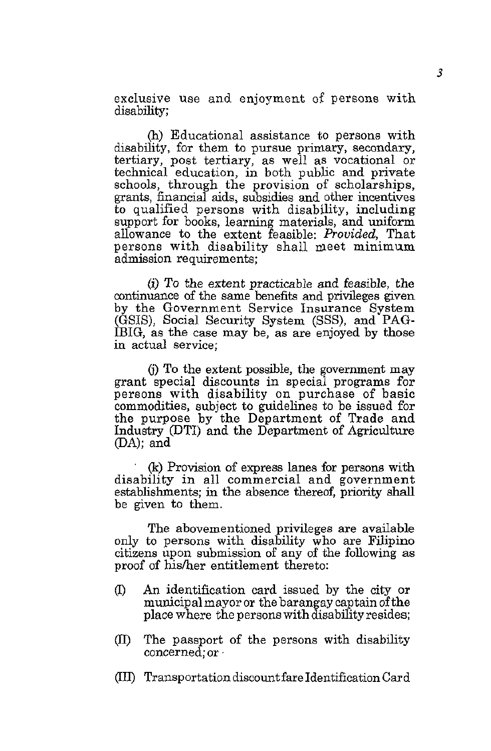exclusive use and enjoyment of persons with disability;

(h) Educational assistance to persons with disability, for them to pursue primary, secondary, tertiary, post tertiary, as well as vocational or technical education, in both public and private schools, through the provision of scholarships, grants, financial aids, subsidies and other incentives to qualified persons with disability, including support for books, learning materials, and uniform allowance to the extent feasible: *Provided,* That persons with disability shall meet minimum admission requirements;

(i) To the extent practicable and feasible, the continuance of the same benefits and privileges given by the Government Service Insurance System (GSIS), Social Security System (SSS), and PAG-IBIG, as the case may be, as are enjoyed by those in actual service;

(j) To the extent possible, the government may grant special discounts in special programs for persons with disability on purchase of basic commodities, subject to guidelines to be issued for the purpose by the Department of Trade and Industry (DTI) and the Department of Agriculture (DA); and

(k) Provision of express lanes for persons with disability in all commercial and government establishments; in the absence thereof, priority shall be given to them.

The abovementioned privileges are available only to persons with disability who are Filipino citizens upon submission of any of the following as proof of his/her entitlement thereto:

(I) An identification card issued by the city or municipal mayor or the barangay captain of the place where the persons with disability resides;

(II) The passport of the persons with disability concerned; or

(III) Transportation discount fare Identification Card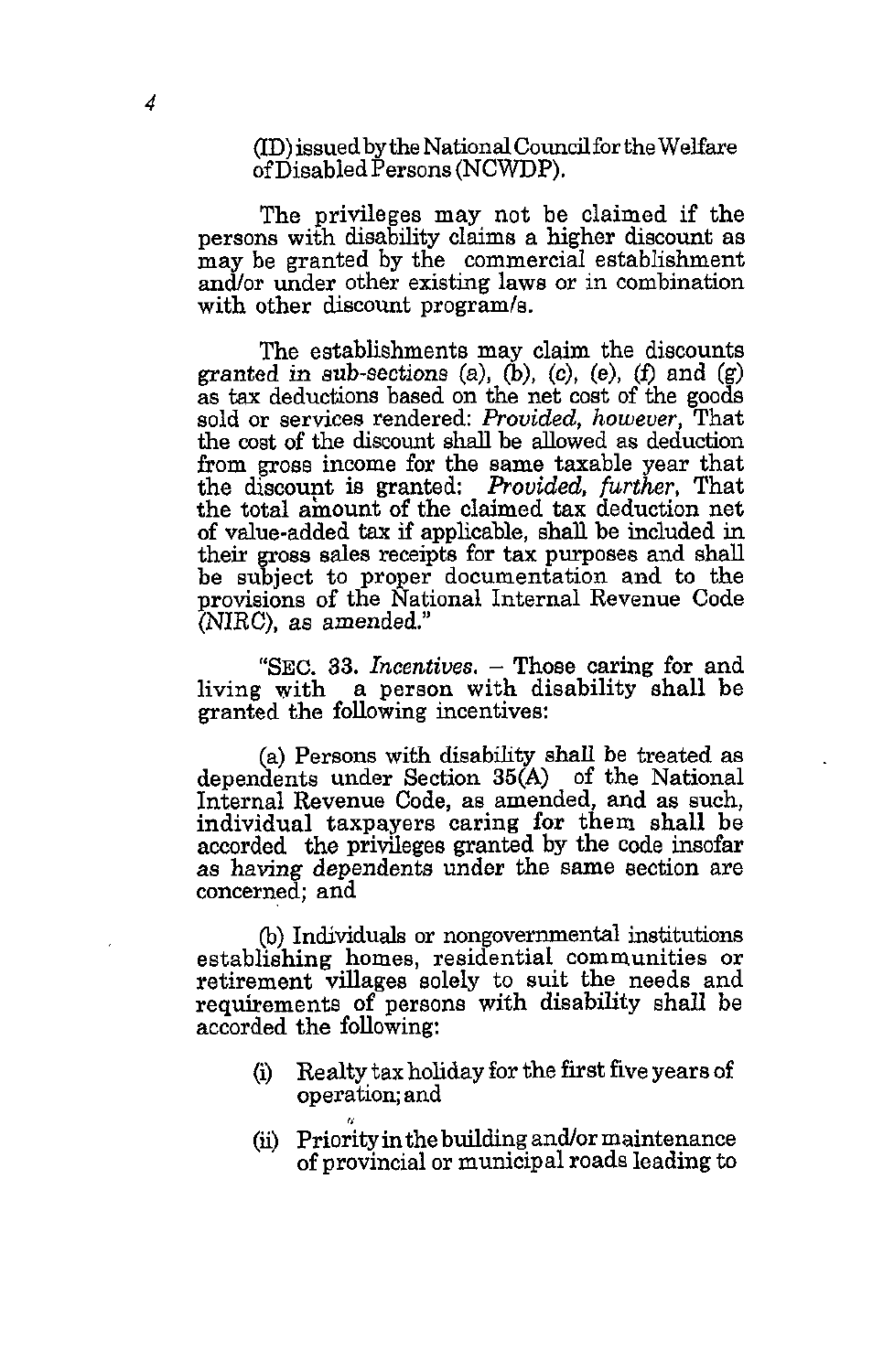(ID) issued by the National Council for the Welfare of Disabled Persons (NCWDP).

The privileges may not be claimed if the persons with disability claims a higher discount as may be granted by the commercial establishment and/or under other existing laws or in combination with other discount program/s.

The establishments may claim the discounts granted *in sub-sections* (a), (b), (c), (e), (f) and (g) as tax deductions based on the net cost of the goods sold or services rendered: *Provided, however*, That the cost of the discount shall be allowed as deduction from gross income for the same taxable year that the discount is granted: *Provided, further*, That the total amount of the claimed tax deduction net of value-added tax if applicable, shall be included in their gross sales receipts for tax purposes and shall be subject to proper documentation and to the provisions of the National Internal Revenue Code (NIRC), as amended."

"SEC. 33. *Incentives*. – Those caring for and living with a person with disability shall be granted the following incentives:

(a) Persons with disability shall be treated as dependents under Section 35(A) of the National Internal Revenue Code, as amended, and as such, individual taxpayers caring for them shall be accorded the privileges granted by the code insofar as having dependents under the same section are concerned; and

(b) Individuals or nongovernmental institutions establishing homes, residential communities or retirement villages solely to suit the needs and requirements of persons with disability shall be accorded the following:

(i) Realty tax holiday for the first five years of operation; and

(ii) Priority in the building and/or maintenance of provincial or municipal roads leading to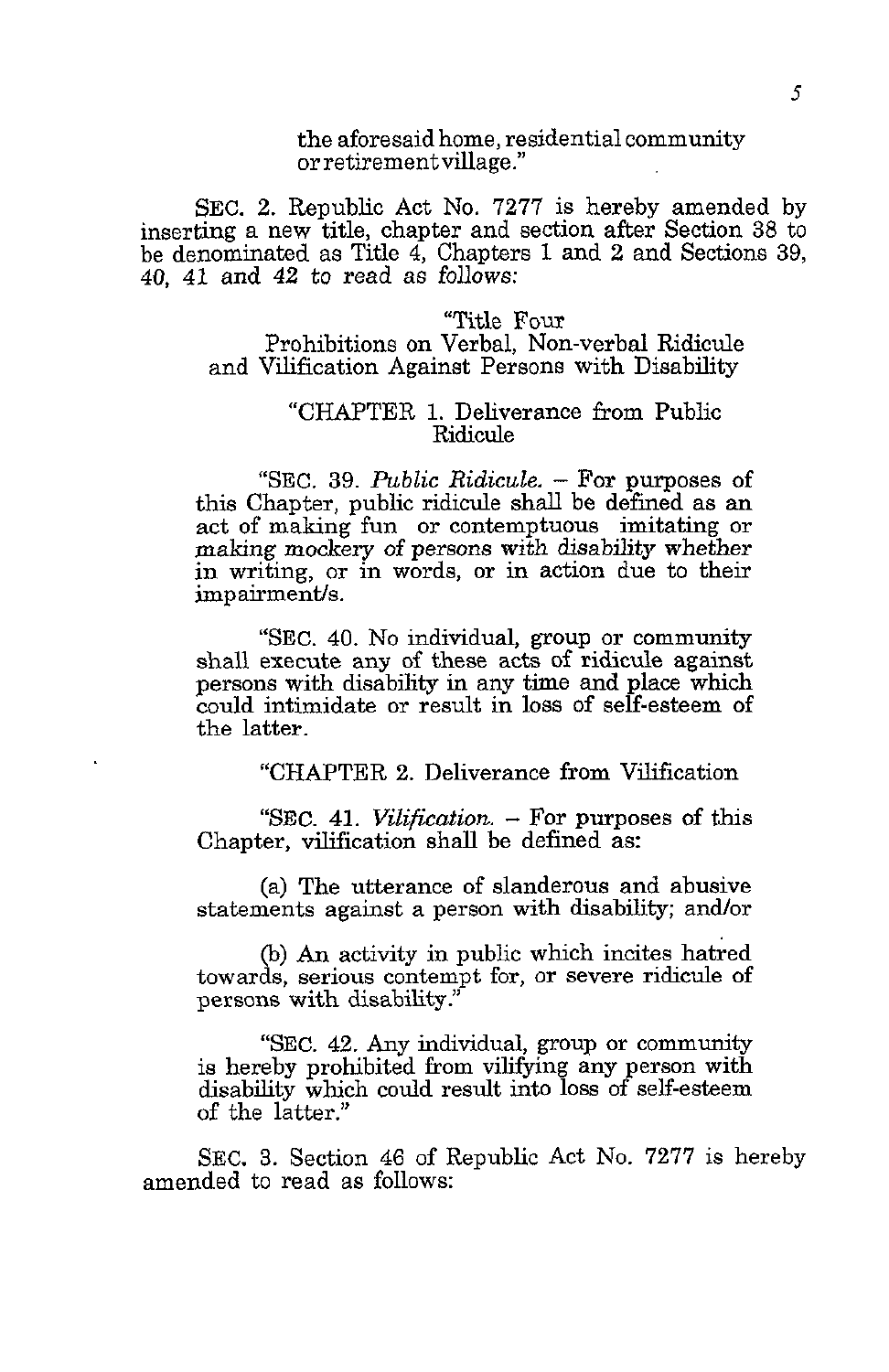the aforesaid home, residential community or retirement village."

SEC. 2. Republic Act No. 7277 is hereby amended by inserting a new title, chapter and section after Section 38 to be denominated as Title 4, Chapters 1 and 2 and Sections 39, 40, 41 and 42 to read as follows:

"Title Four
Prohibitions on Verbal, Non-verbal Ridicule and Vilification Against Persons with Disability

"CHAPTER 1. Deliverance from Public Ridicule

"SEC. 39. *Public Ridicule.* – For purposes of this Chapter, public ridicule shall be defined as an act of making fun or contemptuous imitating or making mockery of persons with disability whether in writing, or in words, or in action due to their impairment/s.

"SEC. 40. No individual, group or community shall execute any of these acts of ridicule against persons with disability in any time and place which could intimidate or result in loss of self-esteem of the latter.

"CHAPTER 2. Deliverance from Vilification

"SEC. 41. *Vilification.* – For purposes of this Chapter, vilification shall be defined as:

(a) The utterance of slanderous and abusive statements against a person with disability; and/or

(b) An activity in public which incites hatred towards, serious contempt for, or severe ridicule of persons with disability."

"SEC. 42. Any individual, group or community is hereby prohibited from vilifying any person with disability which could result into loss of self-esteem of the latter."

SEC. 3. Section 46 of Republic Act No. 7277 is hereby amended to read as follows: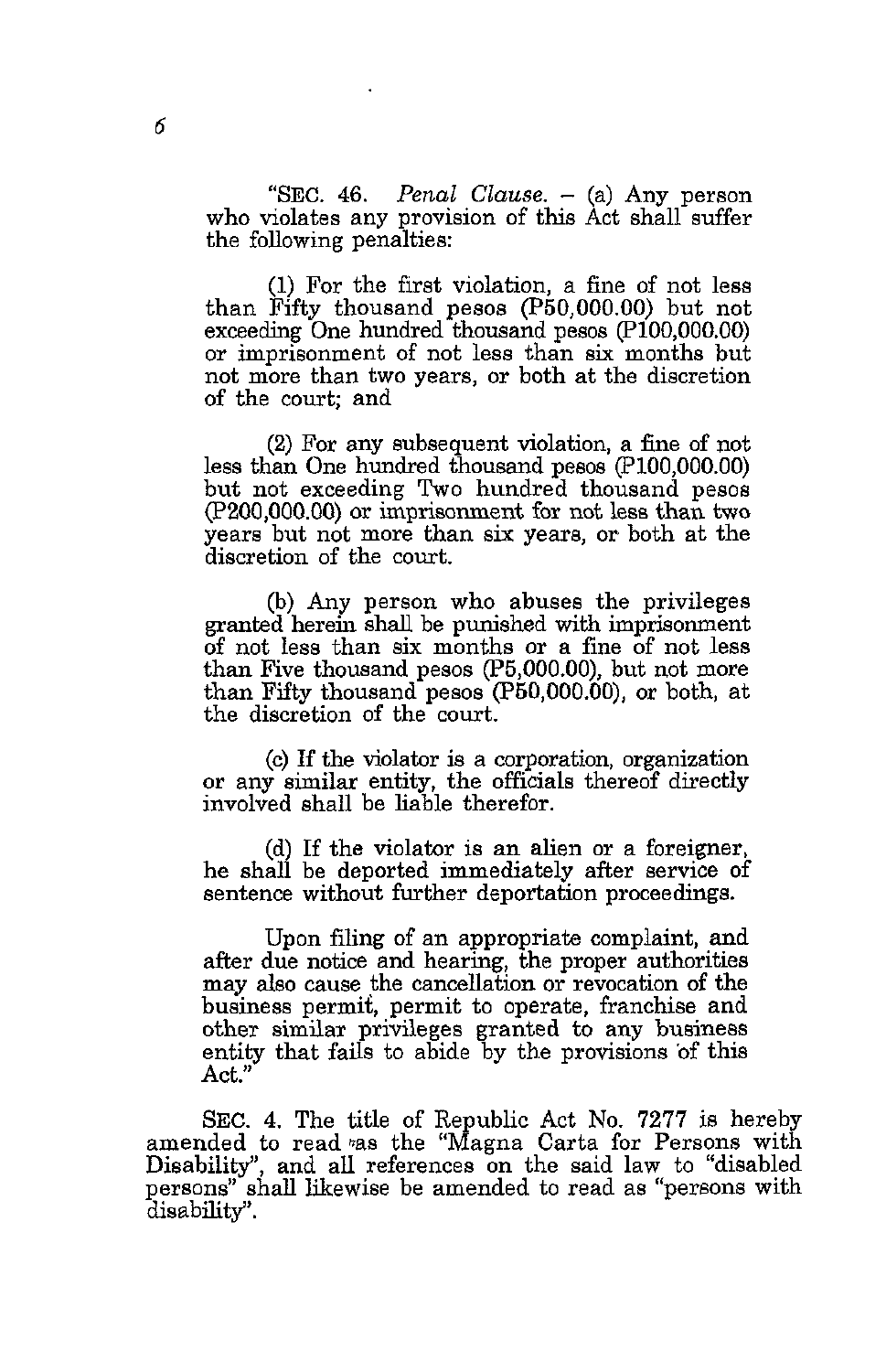"SEC. 46. *Penal Clause.* – (a) Any person who violates any provision of this Act shall suffer the following penalties:

(1) For the first violation, a fine of not less than Fifty thousand pesos (P50,000.00) but not exceeding One hundred thousand pesos (P100,000.00) or imprisonment of not less than six months but not more than two years, or both at the discretion of the court; and

(2) For any subsequent violation, a fine of not less than One hundred thousand pesos (P100,000.00) but not exceeding Two hundred thousand pesos (P200,000.00) or imprisonment for not less than two years but not more than six years, or both at the discretion of the court.

(b) Any person who abuses the privileges granted herein shall be punished with imprisonment of not less than six months or a fine of not less than Five thousand pesos (P5,000.00), but not more than Fifty thousand pesos (P50,000.00), or both, at the discretion of the court.

(c) If the violator is a corporation, organization or any similar entity, the officials thereof directly involved shall be liable therefor.

(d) If the violator is an alien or a foreigner, he shall be deported immediately after service of sentence without further deportation proceedings.

Upon filing of an appropriate complaint, and after due notice and hearing, the proper authorities may also cause the cancellation or revocation of the business permit, permit to operate, franchise and other similar privileges granted to any business entity that fails to abide by the provisions of this Act."

SEC. 4. The title of Republic Act No. 7277 is hereby amended to read as the "Magna Carta for Persons with Disability", and all references on the said law to "disabled persons" shall likewise be amended to read as "persons with disability".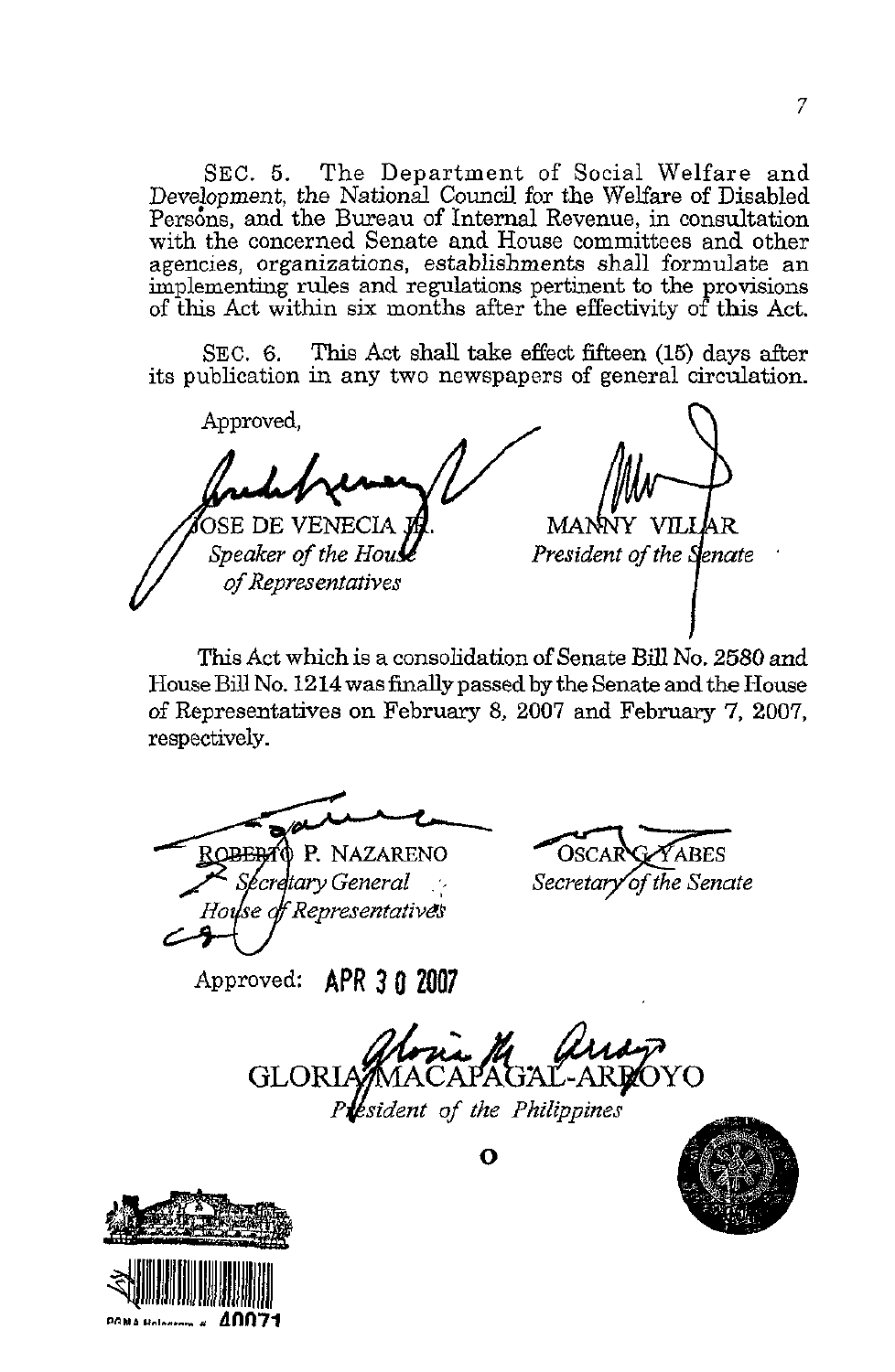SEC. 5. The Department of Social Welfare and Development, the National Council for the Welfare of Disabled Persons, and the Bureau of Internal Revenue, in consultation with the concerned Senate and House committees and other agencies, organizations, establishments shall formulate an implementing rules and regulations pertinent to the provisions of this Act within six months after the effectivity of this Act.

SEC. 6. This Act shall take effect fifteen (15) days after its publication in any two newspapers of general circulation.

Approved,

JOSE DE VENECIA JR.
*Speaker of the House of Representatives*

MANNY VILLAR
*President of the Senate*

This Act which is a consolidation of Senate Bill No. 2580 and House Bill No. 1214 was finally passed by the Senate and the House of Representatives on February 8, 2007 and February 7, 2007, respectively.

ROBERTO P. NAZARENO
*Secretary General*
*House of Representatives*

OSCAR G. YABES
*Secretary of the Senate*

Approved: **APR 30 2007**

GLORIA MACAPAGAL-ARROYO
*President of the Philippines*

O

PGMA Holograph # 40071